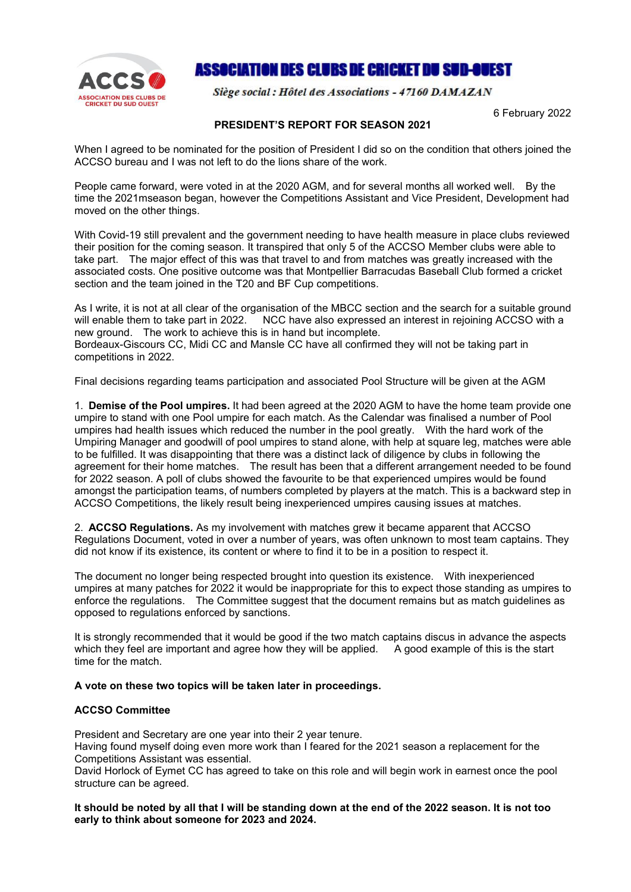# ASSOCIATION DES CLUBS DE CRICKET DU SUD-OUEST

*Siège social : Hôtel des Associations - 47160 DAMAZAN*

6 February 2022

## PRESIDENT'S REPORT FOR SEASON 2021

When I agreed to be nominated for the position of President I did so on the condition that others joined the ACCSO bureau and I was not left to do the lions share of the work.

People came forward, were voted in at the 2020 AGM, and for several months all worked well. By the time the 2021mseason began, however the Competitions Assistant and Vice President, Development had moved on the other things.

With Covid-19 still prevalent and the government needing to have health measure in place clubs reviewed their position for the coming season. It transpired that only 5 of the ACCSO Member clubs were able to take part. The major effect of this was that travel to and from matches was greatly increased with the associated costs. One positive outcome was that Montpellier Barracudas Baseball Club formed a cricket section and the team joined in the T20 and BF Cup competitions.

As I write, it is not at all clear of the organisation of the MBCC section and the search for a suitable ground will enable them to take part in 2022. NCC have also expressed an interest in rejoining ACCSO with a new ground. The work to achieve this is in hand but incomplete.
Bordeaux-Giscours CC, Midi CC and Mansle CC have all confirmed they will not be taking part in competitions in 2022.

Final decisions regarding teams participation and associated Pool Structure will be given at the AGM

1. **Demise of the Pool umpires.** It had been agreed at the 2020 AGM to have the home team provide one umpire to stand with one Pool umpire for each match. As the Calendar was finalised a number of Pool umpires had health issues which reduced the number in the pool greatly. With the hard work of the Umpiring Manager and goodwill of pool umpires to stand alone, with help at square leg, matches were able to be fulfilled. It was disappointing that there was a distinct lack of diligence by clubs in following the agreement for their home matches. The result has been that a different arrangement needed to be found for 2022 season. A poll of clubs showed the favourite to be that experienced umpires would be found amongst the participation teams, of numbers completed by players at the match. This is a backward step in ACCSO Competitions, the likely result being inexperienced umpires causing issues at matches.

2. **ACCSO Regulations.** As my involvement with matches grew it became apparent that ACCSO Regulations Document, voted in over a number of years, was often unknown to most team captains. They did not know if its existence, its content or where to find it to be in a position to respect it.

The document no longer being respected brought into question its existence. With inexperienced umpires at many patches for 2022 it would be inappropriate for this to expect those standing as umpires to enforce the regulations. The Committee suggest that the document remains but as match guidelines as opposed to regulations enforced by sanctions.

It is strongly recommended that it would be good if the two match captains discus in advance the aspects which they feel are important and agree how they will be applied. A good example of this is the start time for the match.

**A vote on these two topics will be taken later in proceedings.**

**ACCSO Committee**

President and Secretary are one year into their 2 year tenure.
Having found myself doing even more work than I feared for the 2021 season a replacement for the Competitions Assistant was essential.
David Horlock of Eymet CC has agreed to take on this role and will begin work in earnest once the pool structure can be agreed.

**It should be noted by all that I will be standing down at the end of the 2022 season. It is not too early to think about someone for 2023 and 2024.**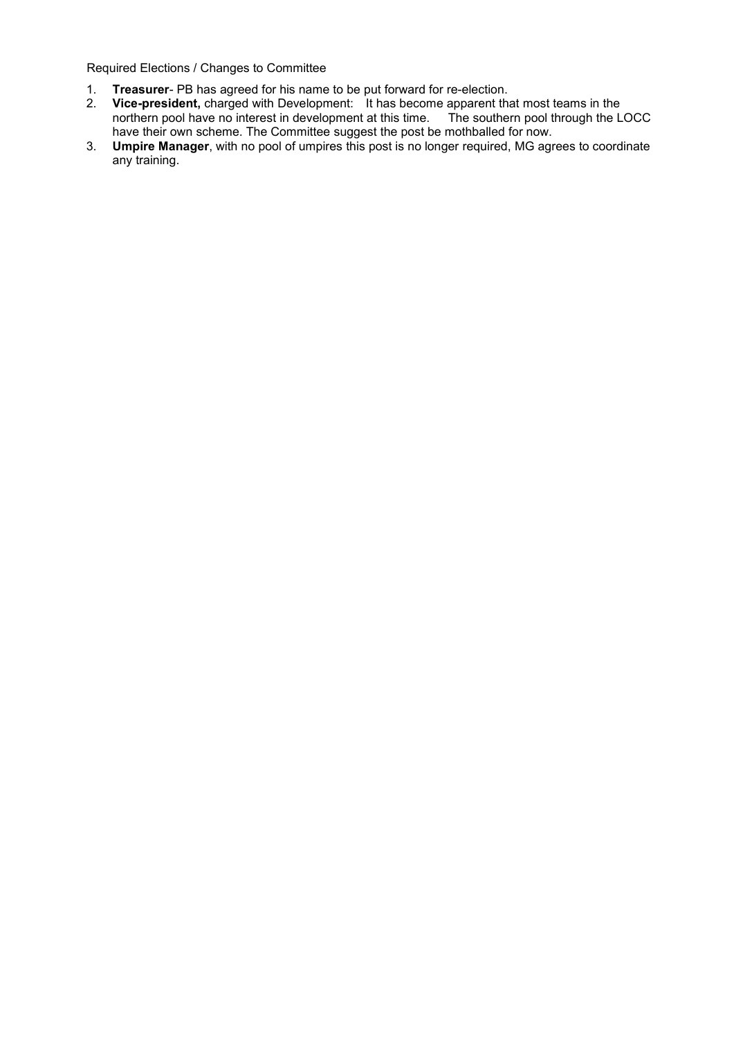Required Elections / Changes to Committee

1. **Treasurer**- PB has agreed for his name to be put forward for re-election.
2. **Vice-president,** charged with Development: It has become apparent that most teams in the northern pool have no interest in development at this time. The southern pool through the LOCC have their own scheme. The Committee suggest the post be mothballed for now.
3. **Umpire Manager**, with no pool of umpires this post is no longer required, MG agrees to coordinate any training.